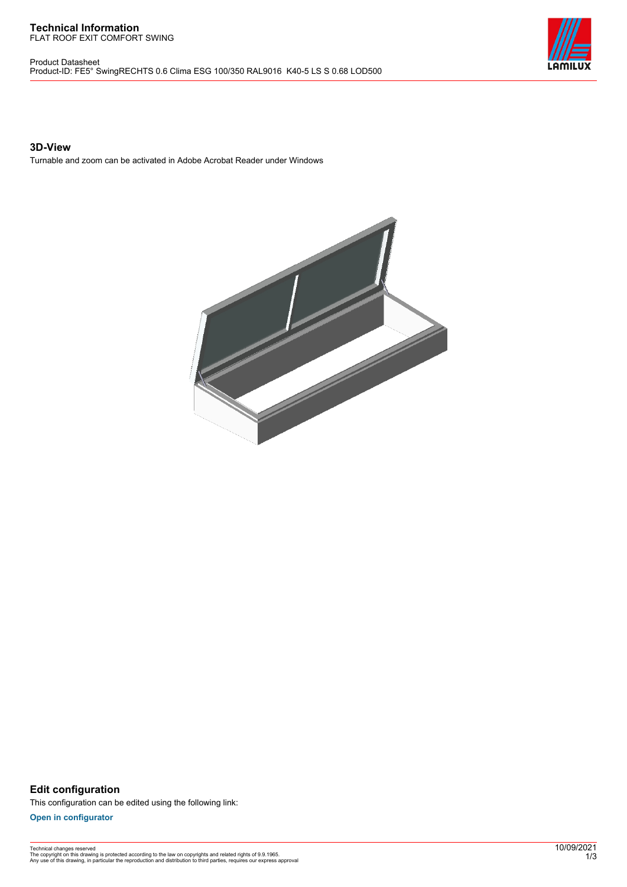# Technical Information

FLAT ROOF EXIT COMFORT SWING

Product Datasheet
Product-ID: FE5° SwingRECHTS 0.6 Clima ESG 100/350 RAL9016 K40-5 LS S 0.68 LOD500

### 3D-View

Turnable and zoom can be activated in Adobe Acrobat Reader under Windows

## Edit configuration

This configuration can be edited using the following link:

**Open in configurator**

Technical changes reserved
The copyright on this drawing is protected according to the law on copyrights and related rights of 9.9.1965.
Any use of this drawing, in particular the reproduction and distribution to third parties, requires our express approval

10/09/2021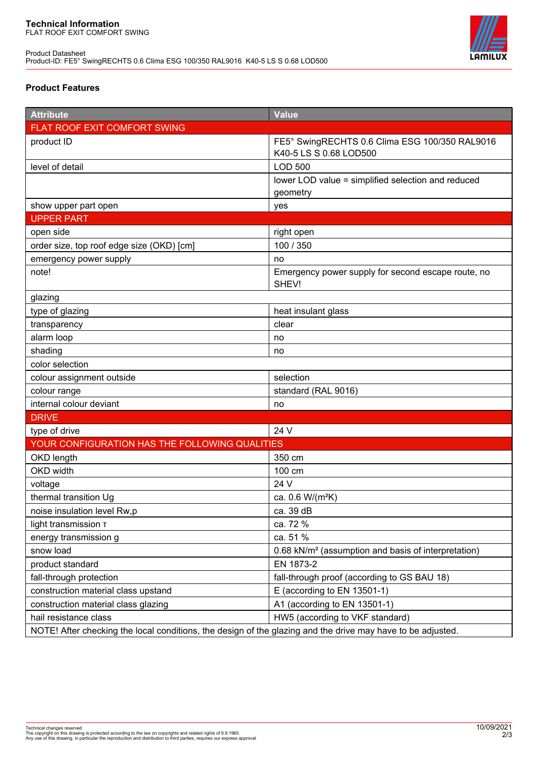**Technical Information**
FLAT ROOF EXIT COMFORT SWING

Product Datasheet
Product-ID: FE5° SwingRECHTS 0.6 Clima ESG 100/350 RAL9016 K40-5 LS S 0.68 LOD500

## Product Features

| Attribute | Value |
|---|---|
| FLAT ROOF EXIT COMFORT SWING | |
| product ID | FE5° SwingRECHTS 0.6 Clima ESG 100/350 RAL9016 K40-5 LS S 0.68 LOD500 |
| level of detail | LOD 500 |
| | lower LOD value = simplified selection and reduced geometry |
| show upper part open | yes |
| UPPER PART | |
| open side | right open |
| order size, top roof edge size (OKD) [cm] | 100 / 350 |
| emergency power supply | no |
| note! | Emergency power supply for second escape route, no SHEV! |
| glazing | |
| type of glazing | heat insulant glass |
| transparency | clear |
| alarm loop | no |
| shading | no |
| color selection | |
| colour assignment outside | selection |
| colour range | standard (RAL 9016) |
| internal colour deviant | no |
| DRIVE | |
| type of drive | 24 V |
| YOUR CONFIGURATION HAS THE FOLLOWING QUALITIES | |
| OKD length | 350 cm |
| OKD width | 100 cm |
| voltage | 24 V |
| thermal transition Ug | ca. 0.6 W/(m²K) |
| noise insulation level Rw,p | ca. 39 dB |
| light transmission τ | ca. 72 % |
| energy transmission g | ca. 51 % |
| snow load | 0.68 kN/m² (assumption and basis of interpretation) |
| product standard | EN 1873-2 |
| fall-through protection | fall-through proof (according to GS BAU 18) |
| construction material class upstand | E (according to EN 13501-1) |
| construction material class glazing | A1 (according to EN 13501-1) |
| hail resistance class | HW5 (according to VKF standard) |
| NOTE! After checking the local conditions, the design of the glazing and the drive may have to be adjusted. | |

Technical changes reserved
The copyright on this drawing is protected according to the law on copyrights and related rights of 9.9.1965.
Any use of this drawing, in particular the reproduction and distribution to third parties, requires our express approval

10/09/2021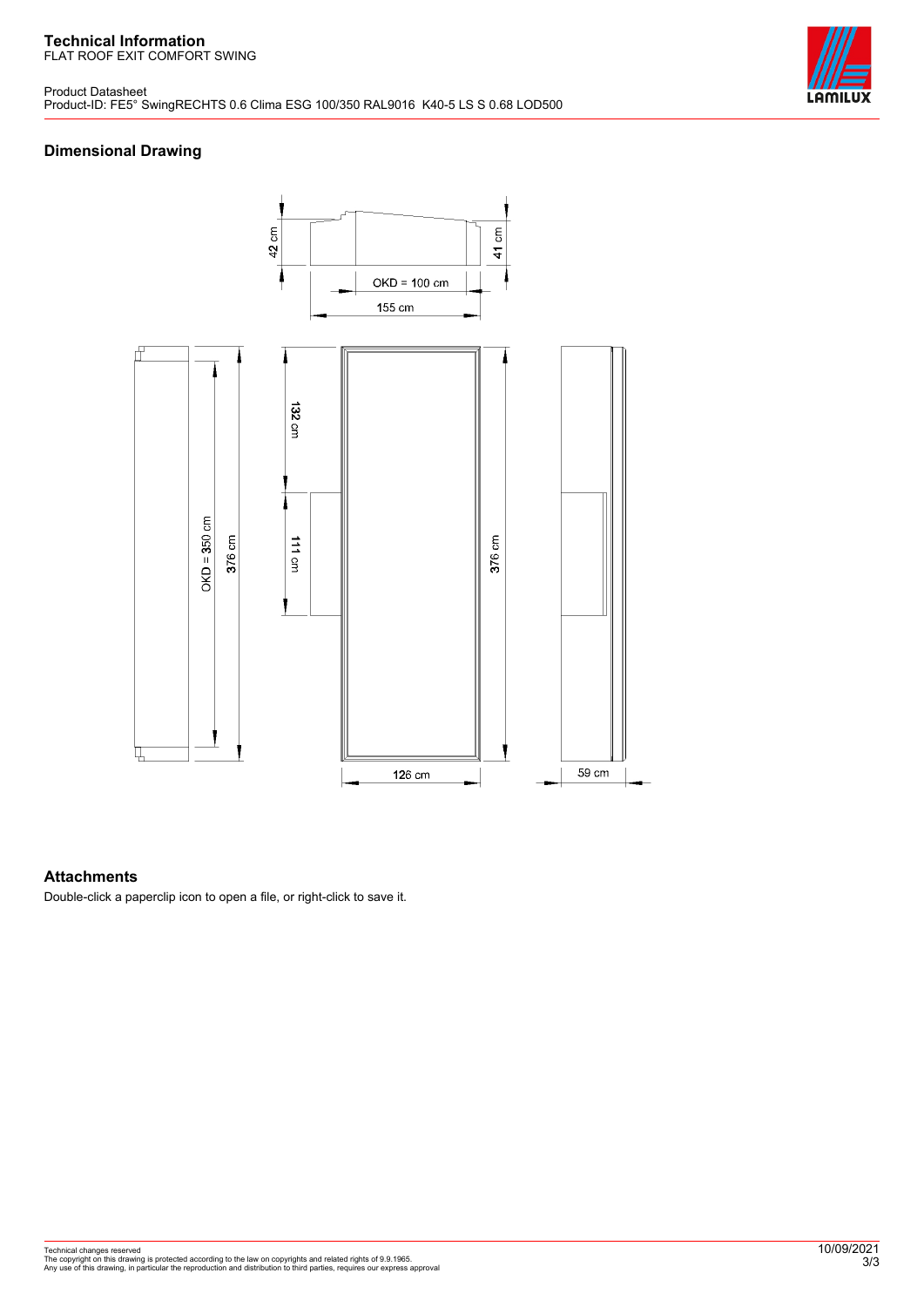# Technical Information
FLAT ROOF EXIT COMFORT SWING

Product Datasheet
Product-ID: FE5° SwingRECHTS 0.6 Clima ESG 100/350 RAL9016 K40-5 LS S 0.68 LOD500

## Dimensional Drawing

42 cm
41 cm
OKD = 100 cm
155 cm
OKD = 350 cm
376 cm
132 cm
111 cm
376 cm
126 cm
59 cm

## Attachments

Double-click a paperclip icon to open a file, or right-click to save it.

Technical changes reserved
The copyright on this drawing is protected according to the law on copyrights and related rights of 9.9.1965.
Any use of this drawing, in particular the reproduction and distribution to third parties, requires our express approval

10/09/2021